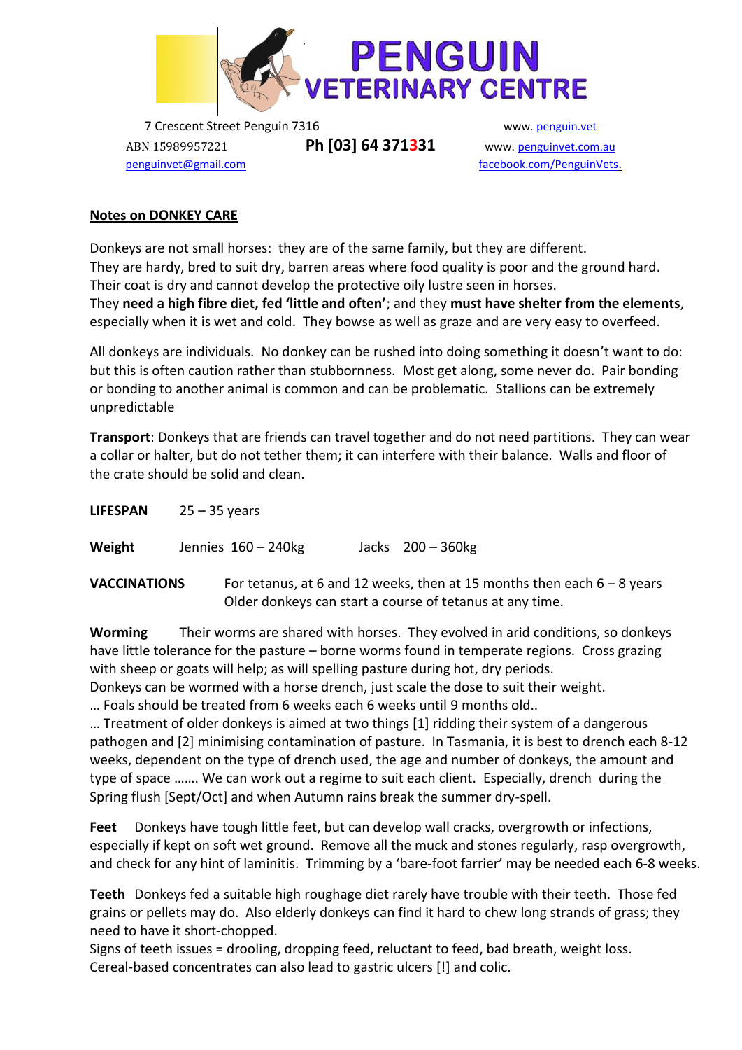# PENGUIN VETERINARY CENTRE

7 Crescent Street Penguin 7316
ABN 15989957221
penguinvet@gmail.com

**Ph [03] 64 371331**

www. penguin.vet
www. penguinvet.com.au
facebook.com/PenguinVets.

## Notes on DONKEY CARE

Donkeys are not small horses: they are of the same family, but they are different.
They are hardy, bred to suit dry, barren areas where food quality is poor and the ground hard.
Their coat is dry and cannot develop the protective oily lustre seen in horses.
They **need a high fibre diet, fed 'little and often'**; and they **must have shelter from the elements**, especially when it is wet and cold. They bowse as well as graze and are very easy to overfeed.

All donkeys are individuals. No donkey can be rushed into doing something it doesn't want to do: but this is often caution rather than stubbornness. Most get along, some never do. Pair bonding or bonding to another animal is common and can be problematic. Stallions can be extremely unpredictable

**Transport**: Donkeys that are friends can travel together and do not need partitions. They can wear a collar or halter, but do not tether them; it can interfere with their balance. Walls and floor of the crate should be solid and clean.

**LIFESPAN** 25 – 35 years

**Weight** Jennies 160 – 240kg Jacks 200 – 360kg

**VACCINATIONS** For tetanus, at 6 and 12 weeks, then at 15 months then each 6 – 8 years
Older donkeys can start a course of tetanus at any time.

**Worming** Their worms are shared with horses. They evolved in arid conditions, so donkeys have little tolerance for the pasture – borne worms found in temperate regions. Cross grazing with sheep or goats will help; as will spelling pasture during hot, dry periods.
Donkeys can be wormed with a horse drench, just scale the dose to suit their weight.
… Foals should be treated from 6 weeks each 6 weeks until 9 months old..
… Treatment of older donkeys is aimed at two things [1] ridding their system of a dangerous pathogen and [2] minimising contamination of pasture. In Tasmania, it is best to drench each 8-12 weeks, dependent on the type of drench used, the age and number of donkeys, the amount and type of space ……. We can work out a regime to suit each client. Especially, drench during the Spring flush [Sept/Oct] and when Autumn rains break the summer dry-spell.

**Feet** Donkeys have tough little feet, but can develop wall cracks, overgrowth or infections, especially if kept on soft wet ground. Remove all the muck and stones regularly, rasp overgrowth, and check for any hint of laminitis. Trimming by a 'bare-foot farrier' may be needed each 6-8 weeks.

**Teeth** Donkeys fed a suitable high roughage diet rarely have trouble with their teeth. Those fed grains or pellets may do. Also elderly donkeys can find it hard to chew long strands of grass; they need to have it short-chopped.
Signs of teeth issues = drooling, dropping feed, reluctant to feed, bad breath, weight loss.
Cereal-based concentrates can also lead to gastric ulcers [!] and colic.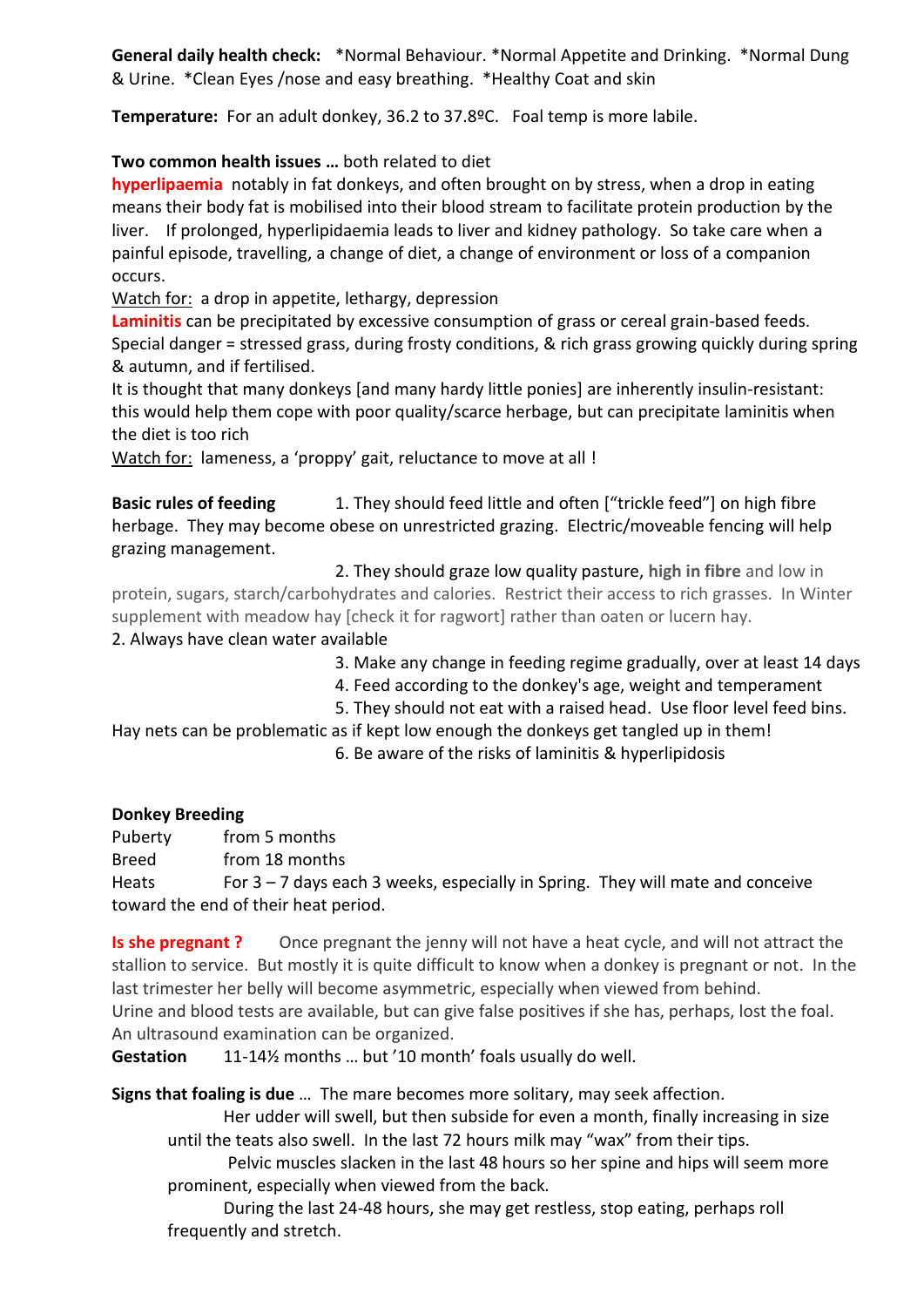**General daily health check:** *Normal Behaviour. *Normal Appetite and Drinking. *Normal Dung & Urine. *Clean Eyes /nose and easy breathing. *Healthy Coat and skin

**Temperature:** For an adult donkey, 36.2 to 37.8ºC. Foal temp is more labile.

**Two common health issues …** both related to diet

**hyperlipaemia** notably in fat donkeys, and often brought on by stress, when a drop in eating means their body fat is mobilised into their blood stream to facilitate protein production by the liver. If prolonged, hyperlipidaemia leads to liver and kidney pathology. So take care when a painful episode, travelling, a change of diet, a change of environment or loss of a companion occurs.

Watch for: a drop in appetite, lethargy, depression

**Laminitis** can be precipitated by excessive consumption of grass or cereal grain-based feeds. Special danger = stressed grass, during frosty conditions, & rich grass growing quickly during spring & autumn, and if fertilised.

It is thought that many donkeys [and many hardy little ponies] are inherently insulin-resistant: this would help them cope with poor quality/scarce herbage, but can precipitate laminitis when the diet is too rich

Watch for: lameness, a 'proppy' gait, reluctance to move at all !

**Basic rules of feeding** 1. They should feed little and often ["trickle feed"] on high fibre herbage. They may become obese on unrestricted grazing. Electric/moveable fencing will help grazing management.

2. They should graze low quality pasture, **high in fibre** and low in protein, sugars, starch/carbohydrates and calories. Restrict their access to rich grasses. In Winter supplement with meadow hay [check it for ragwort] rather than oaten or lucern hay.

2. Always have clean water available

3. Make any change in feeding regime gradually, over at least 14 days

4. Feed according to the donkey's age, weight and temperament

5. They should not eat with a raised head. Use floor level feed bins.

Hay nets can be problematic as if kept low enough the donkeys get tangled up in them!

6. Be aware of the risks of laminitis & hyperlipidosis

**Donkey Breeding**

Puberty from 5 months

Breed from 18 months

Heats For 3 – 7 days each 3 weeks, especially in Spring. They will mate and conceive toward the end of their heat period.

**Is she pregnant ?** Once pregnant the jenny will not have a heat cycle, and will not attract the stallion to service. But mostly it is quite difficult to know when a donkey is pregnant or not. In the last trimester her belly will become asymmetric, especially when viewed from behind.

Urine and blood tests are available, but can give false positives if she has, perhaps, lost the foal.

An ultrasound examination can be organized.

**Gestation** 11-14½ months … but '10 month' foals usually do well.

**Signs that foaling is due** … The mare becomes more solitary, may seek affection.

Her udder will swell, but then subside for even a month, finally increasing in size until the teats also swell. In the last 72 hours milk may "wax" from their tips.

Pelvic muscles slacken in the last 48 hours so her spine and hips will seem more prominent, especially when viewed from the back.

During the last 24-48 hours, she may get restless, stop eating, perhaps roll frequently and stretch.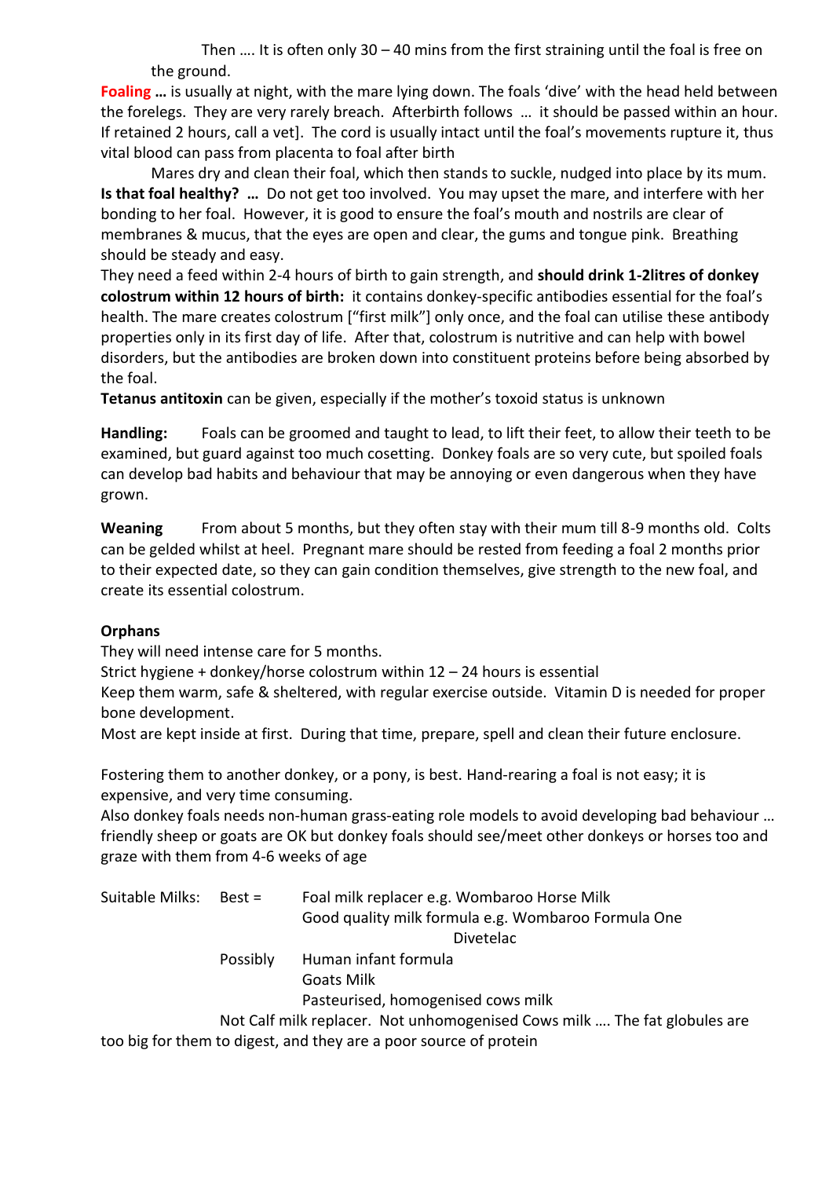Then …. It is often only 30 – 40 mins from the first straining until the foal is free on the ground.

**Foaling …** is usually at night, with the mare lying down. The foals 'dive' with the head held between the forelegs. They are very rarely breach. Afterbirth follows … it should be passed within an hour. If retained 2 hours, call a vet]. The cord is usually intact until the foal's movements rupture it, thus vital blood can pass from placenta to foal after birth

Mares dry and clean their foal, which then stands to suckle, nudged into place by its mum.

**Is that foal healthy? …** Do not get too involved. You may upset the mare, and interfere with her bonding to her foal. However, it is good to ensure the foal's mouth and nostrils are clear of membranes & mucus, that the eyes are open and clear, the gums and tongue pink. Breathing should be steady and easy.

They need a feed within 2-4 hours of birth to gain strength, and **should drink 1-2litres of donkey colostrum within 12 hours of birth:** it contains donkey-specific antibodies essential for the foal's health. The mare creates colostrum ["first milk"] only once, and the foal can utilise these antibody properties only in its first day of life. After that, colostrum is nutritive and can help with bowel disorders, but the antibodies are broken down into constituent proteins before being absorbed by the foal.

**Tetanus antitoxin** can be given, especially if the mother's toxoid status is unknown

**Handling:** Foals can be groomed and taught to lead, to lift their feet, to allow their teeth to be examined, but guard against too much cosetting. Donkey foals are so very cute, but spoiled foals can develop bad habits and behaviour that may be annoying or even dangerous when they have grown.

**Weaning** From about 5 months, but they often stay with their mum till 8-9 months old. Colts can be gelded whilst at heel. Pregnant mare should be rested from feeding a foal 2 months prior to their expected date, so they can gain condition themselves, give strength to the new foal, and create its essential colostrum.

**Orphans**

They will need intense care for 5 months.

Strict hygiene + donkey/horse colostrum within 12 – 24 hours is essential

Keep them warm, safe & sheltered, with regular exercise outside. Vitamin D is needed for proper bone development.

Most are kept inside at first. During that time, prepare, spell and clean their future enclosure.

Fostering them to another donkey, or a pony, is best. Hand-rearing a foal is not easy; it is expensive, and very time consuming.

Also donkey foals needs non-human grass-eating role models to avoid developing bad behaviour … friendly sheep or goats are OK but donkey foals should see/meet other donkeys or horses too and graze with them from 4-6 weeks of age

| Suitable Milks: | Best = | Foal milk replacer e.g. Wombaroo Horse Milk |
|---|---|---|
| | | Good quality milk formula e.g. Wombaroo Formula One |
| | | Divetelac |
| | Possibly | Human infant formula |
| | | Goats Milk |
| | | Pasteurised, homogenised cows milk |

Not Calf milk replacer. Not unhomogenised Cows milk …. The fat globules are too big for them to digest, and they are a poor source of protein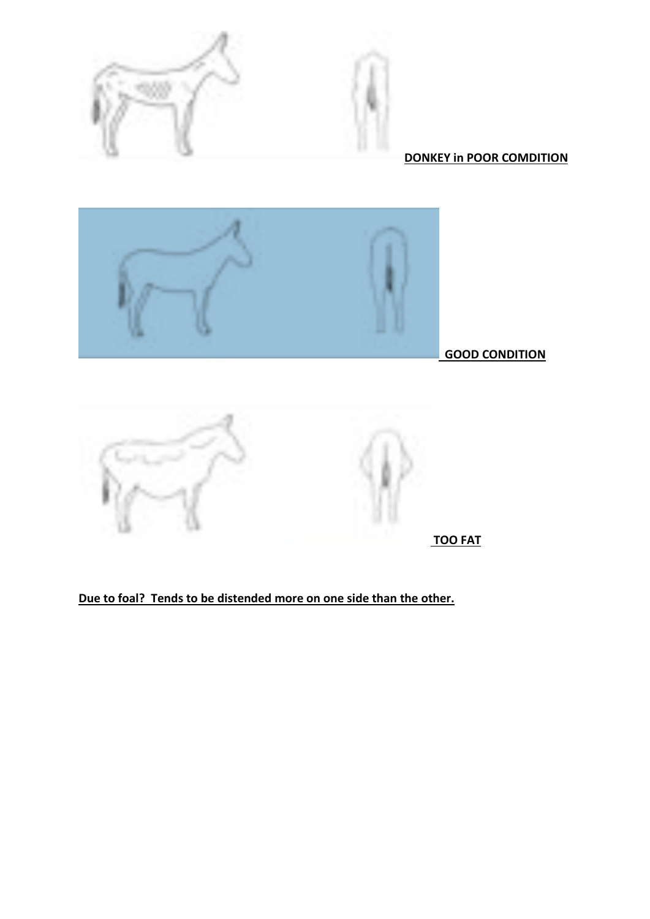**DONKEY in POOR COMDITION**

**GOOD CONDITION**

**TOO FAT**

**Due to foal? Tends to be distended more on one side than the other.**